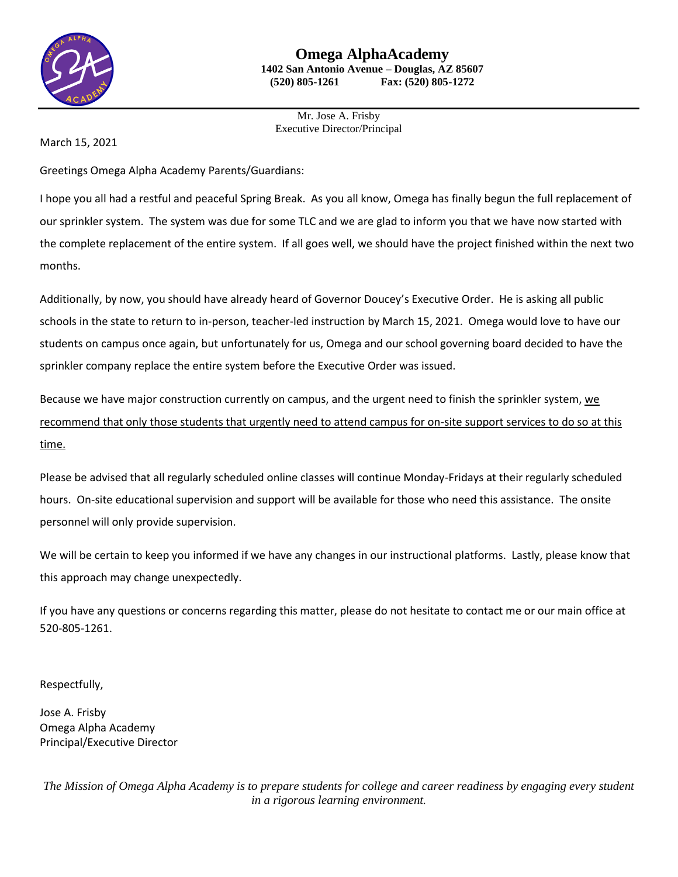# Omega AlphaAcademy

**1402 San Antonio Avenue – Douglas, AZ 85607**
**(520) 805-1261 Fax: (520) 805-1272**

Mr. Jose A. Frisby
Executive Director/Principal

March 15, 2021

Greetings Omega Alpha Academy Parents/Guardians:

I hope you all had a restful and peaceful Spring Break. As you all know, Omega has finally begun the full replacement of our sprinkler system. The system was due for some TLC and we are glad to inform you that we have now started with the complete replacement of the entire system. If all goes well, we should have the project finished within the next two months.

Additionally, by now, you should have already heard of Governor Doucey's Executive Order. He is asking all public schools in the state to return to in-person, teacher-led instruction by March 15, 2021. Omega would love to have our students on campus once again, but unfortunately for us, Omega and our school governing board decided to have the sprinkler company replace the entire system before the Executive Order was issued.

Because we have major construction currently on campus, and the urgent need to finish the sprinkler system, <u>we recommend that only those students that urgently need to attend campus for on-site support services to do so at this time.</u>

Please be advised that all regularly scheduled online classes will continue Monday-Fridays at their regularly scheduled hours. On-site educational supervision and support will be available for those who need this assistance. The onsite personnel will only provide supervision.

We will be certain to keep you informed if we have any changes in our instructional platforms. Lastly, please know that this approach may change unexpectedly.

If you have any questions or concerns regarding this matter, please do not hesitate to contact me or our main office at 520-805-1261.

Respectfully,

Jose A. Frisby
Omega Alpha Academy
Principal/Executive Director

*The Mission of Omega Alpha Academy is to prepare students for college and career readiness by engaging every student in a rigorous learning environment.*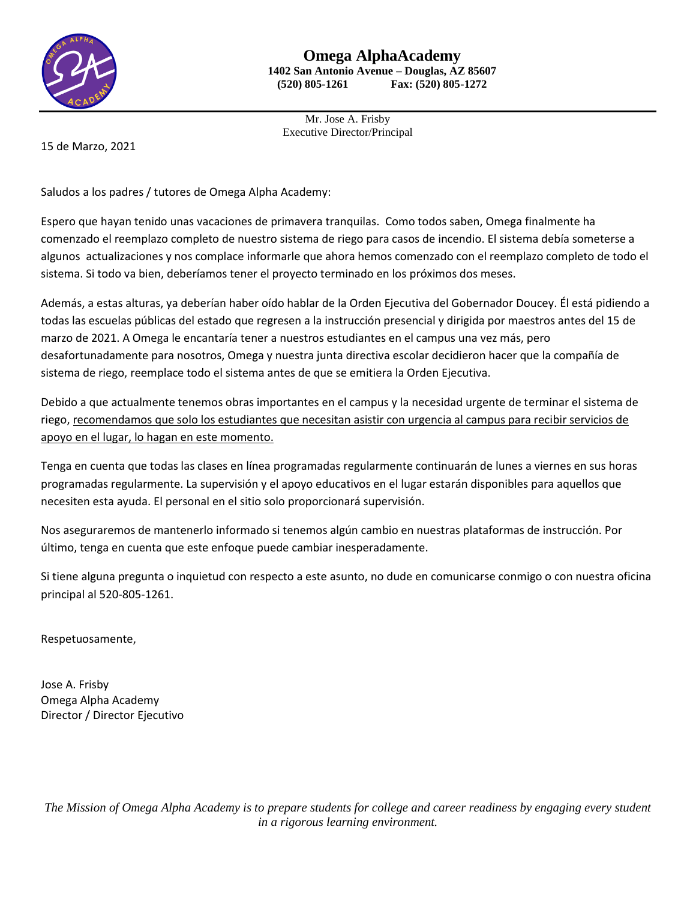**Omega AlphaAcademy**
**1402 San Antonio Avenue – Douglas, AZ 85607**
**(520) 805-1261 Fax: (520) 805-1272**

Mr. Jose A. Frisby
Executive Director/Principal

15 de Marzo, 2021

Saludos a los padres / tutores de Omega Alpha Academy:

Espero que hayan tenido unas vacaciones de primavera tranquilas. Como todos saben, Omega finalmente ha comenzado el reemplazo completo de nuestro sistema de riego para casos de incendio. El sistema debía someterse a algunos actualizaciones y nos complace informarle que ahora hemos comenzado con el reemplazo completo de todo el sistema. Si todo va bien, deberíamos tener el proyecto terminado en los próximos dos meses.

Además, a estas alturas, ya deberían haber oído hablar de la Orden Ejecutiva del Gobernador Doucey. Él está pidiendo a todas las escuelas públicas del estado que regresen a la instrucción presencial y dirigida por maestros antes del 15 de marzo de 2021. A Omega le encantaría tener a nuestros estudiantes en el campus una vez más, pero desafortunadamente para nosotros, Omega y nuestra junta directiva escolar decidieron hacer que la compañía de sistema de riego, reemplace todo el sistema antes de que se emitiera la Orden Ejecutiva.

Debido a que actualmente tenemos obras importantes en el campus y la necesidad urgente de terminar el sistema de riego, <u>recomendamos que solo los estudiantes que necesitan asistir con urgencia al campus para recibir servicios de apoyo en el lugar, lo hagan en este momento.</u>

Tenga en cuenta que todas las clases en línea programadas regularmente continuarán de lunes a viernes en sus horas programadas regularmente. La supervisión y el apoyo educativos en el lugar estarán disponibles para aquellos que necesiten esta ayuda. El personal en el sitio solo proporcionará supervisión.

Nos aseguraremos de mantenerlo informado si tenemos algún cambio en nuestras plataformas de instrucción. Por último, tenga en cuenta que este enfoque puede cambiar inesperadamente.

Si tiene alguna pregunta o inquietud con respecto a este asunto, no dude en comunicarse conmigo o con nuestra oficina principal al 520-805-1261.

Respetuosamente,

Jose A. Frisby
Omega Alpha Academy
Director / Director Ejecutivo

*The Mission of Omega Alpha Academy is to prepare students for college and career readiness by engaging every student in a rigorous learning environment.*